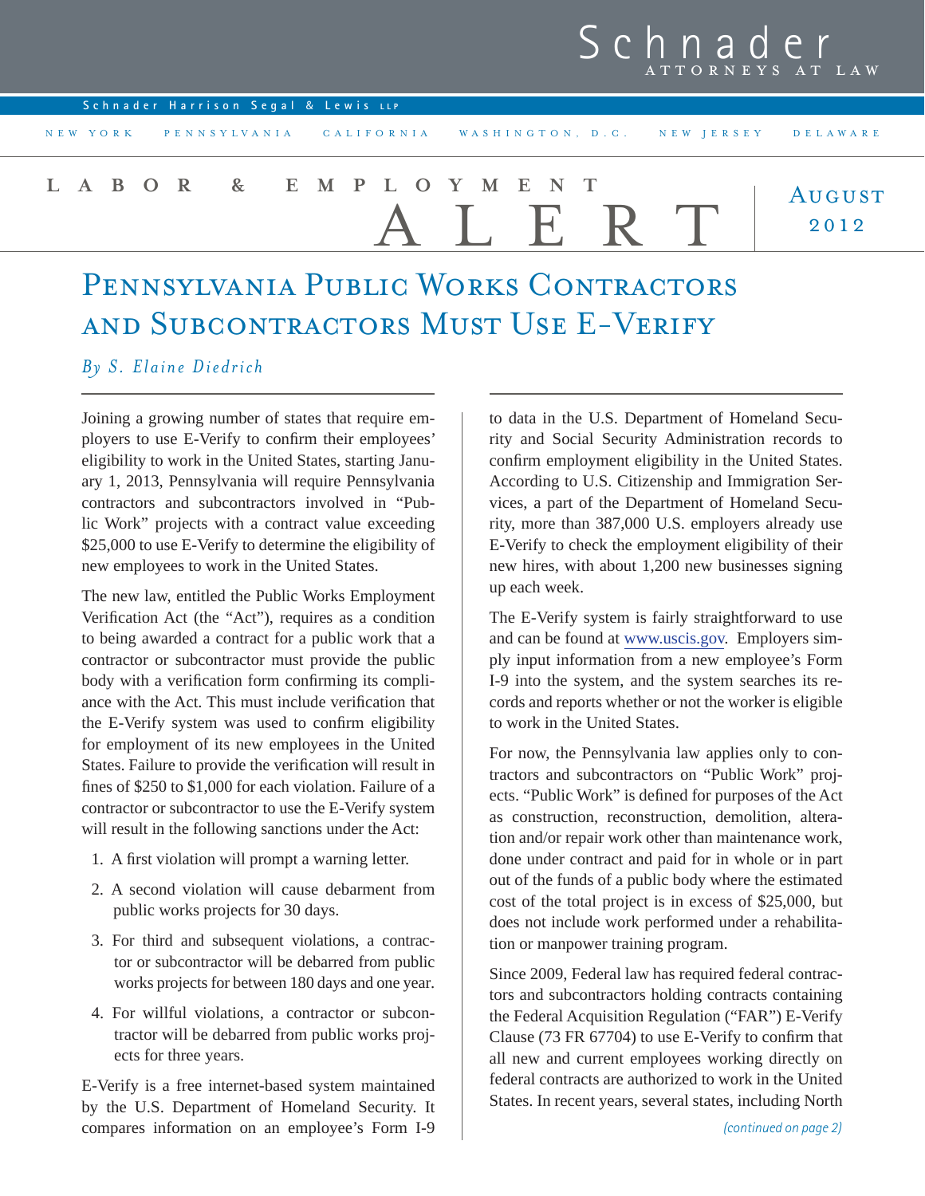# Schnader

ATTORNEYS AT LAW

Schnader Harrison Segal & Lewis LLP

NEW YORK PENNSYLVANIA CALIFORNIA WASHINGTON, D.C. NEW JERSEY DELAWARE

LABOR & EMPLOYMENT ALERT

AUGUST 2012

## Pennsylvania Public Works Contractors and Subcontractors Must Use E-Verify

*By S. Elaine Diedrich*

Joining a growing number of states that require employers to use E-Verify to confirm their employees' eligibility to work in the United States, starting January 1, 2013, Pennsylvania will require Pennsylvania contractors and subcontractors involved in "Public Work" projects with a contract value exceeding $25,000 to use E-Verify to determine the eligibility of new employees to work in the United States.

The new law, entitled the Public Works Employment Verification Act (the "Act"), requires as a condition to being awarded a contract for a public work that a contractor or subcontractor must provide the public body with a verification form confirming its compliance with the Act. This must include verification that the E-Verify system was used to confirm eligibility for employment of its new employees in the United States. Failure to provide the verification will result in fines of $250 to $1,000 for each violation. Failure of a contractor or subcontractor to use the E-Verify system will result in the following sanctions under the Act:

1. A first violation will prompt a warning letter.
2. A second violation will cause debarment from public works projects for 30 days.
3. For third and subsequent violations, a contractor or subcontractor will be debarred from public works projects for between 180 days and one year.
4. For willful violations, a contractor or subcontractor will be debarred from public works projects for three years.

E-Verify is a free internet-based system maintained by the U.S. Department of Homeland Security. It compares information on an employee's Form I-9 to data in the U.S. Department of Homeland Security and Social Security Administration records to confirm employment eligibility in the United States. According to U.S. Citizenship and Immigration Services, a part of the Department of Homeland Security, more than 387,000 U.S. employers already use E-Verify to check the employment eligibility of their new hires, with about 1,200 new businesses signing up each week.

The E-Verify system is fairly straightforward to use and can be found at www.uscis.gov. Employers simply input information from a new employee's Form I-9 into the system, and the system searches its records and reports whether or not the worker is eligible to work in the United States.

For now, the Pennsylvania law applies only to contractors and subcontractors on "Public Work" projects. "Public Work" is defined for purposes of the Act as construction, reconstruction, demolition, alteration and/or repair work other than maintenance work, done under contract and paid for in whole or in part out of the funds of a public body where the estimated cost of the total project is in excess of $25,000, but does not include work performed under a rehabilitation or manpower training program.

Since 2009, Federal law has required federal contractors and subcontractors holding contracts containing the Federal Acquisition Regulation ("FAR") E-Verify Clause (73 FR 67704) to use E-Verify to confirm that all new and current employees working directly on federal contracts are authorized to work in the United States. In recent years, several states, including North

*(continued on page 2)*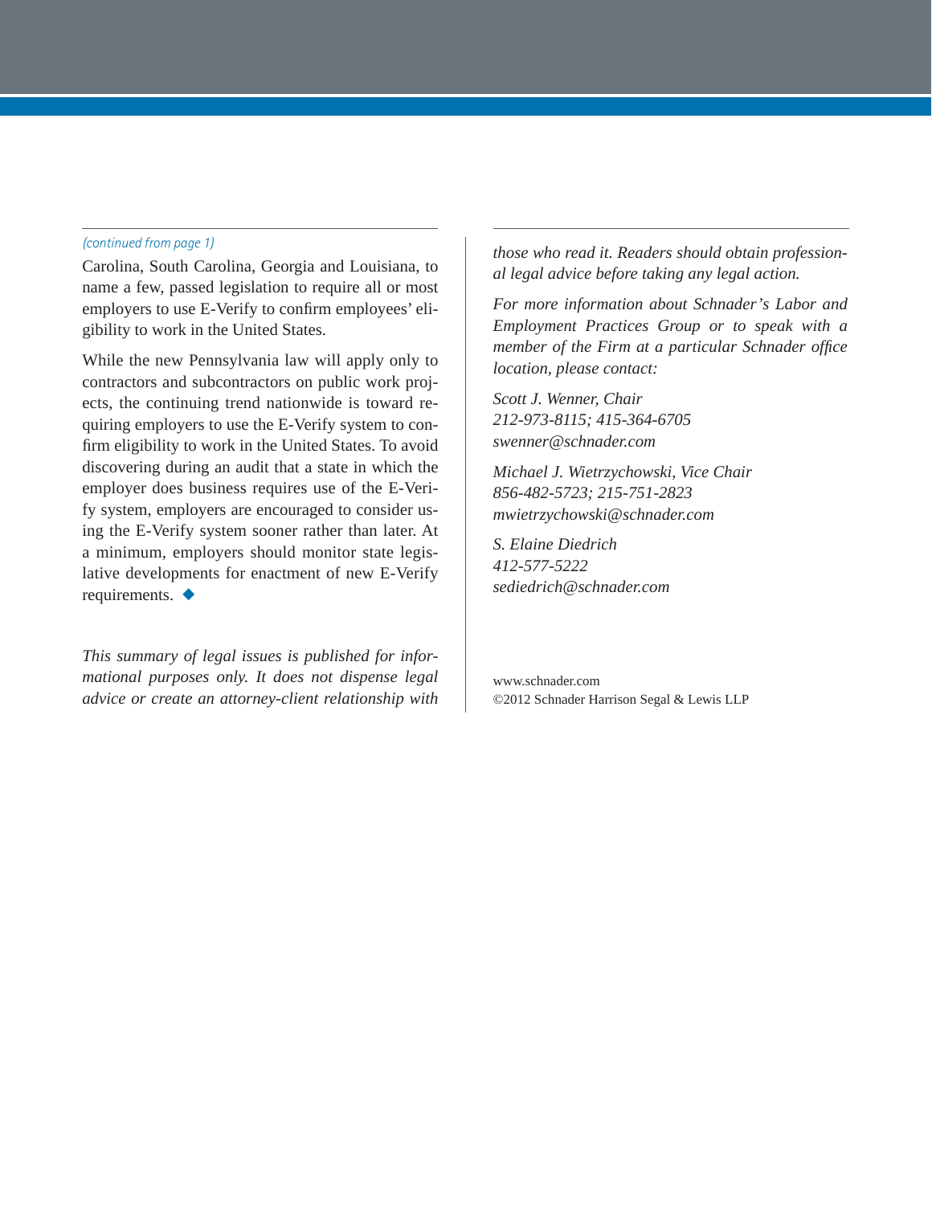*(continued from page 1)*

Carolina, South Carolina, Georgia and Louisiana, to name a few, passed legislation to require all or most employers to use E-Verify to confirm employees' eligibility to work in the United States.

While the new Pennsylvania law will apply only to contractors and subcontractors on public work projects, the continuing trend nationwide is toward requiring employers to use the E-Verify system to confirm eligibility to work in the United States. To avoid discovering during an audit that a state in which the employer does business requires use of the E-Verify system, employers are encouraged to consider using the E-Verify system sooner rather than later. At a minimum, employers should monitor state legislative developments for enactment of new E-Verify requirements. ◆

*This summary of legal issues is published for informational purposes only. It does not dispense legal advice or create an attorney-client relationship with those who read it. Readers should obtain professional legal advice before taking any legal action.*

*For more information about Schnader's Labor and Employment Practices Group or to speak with a member of the Firm at a particular Schnader office location, please contact:*

*Scott J. Wenner, Chair*
*212-973-8115; 415-364-6705*
*swenner@schnader.com*

*Michael J. Wietrzychowski, Vice Chair*
*856-482-5723; 215-751-2823*
*mwietrzychowski@schnader.com*

*S. Elaine Diedrich*
*412-577-5222*
*sediedrich@schnader.com*

www.schnader.com
©2012 Schnader Harrison Segal & Lewis LLP